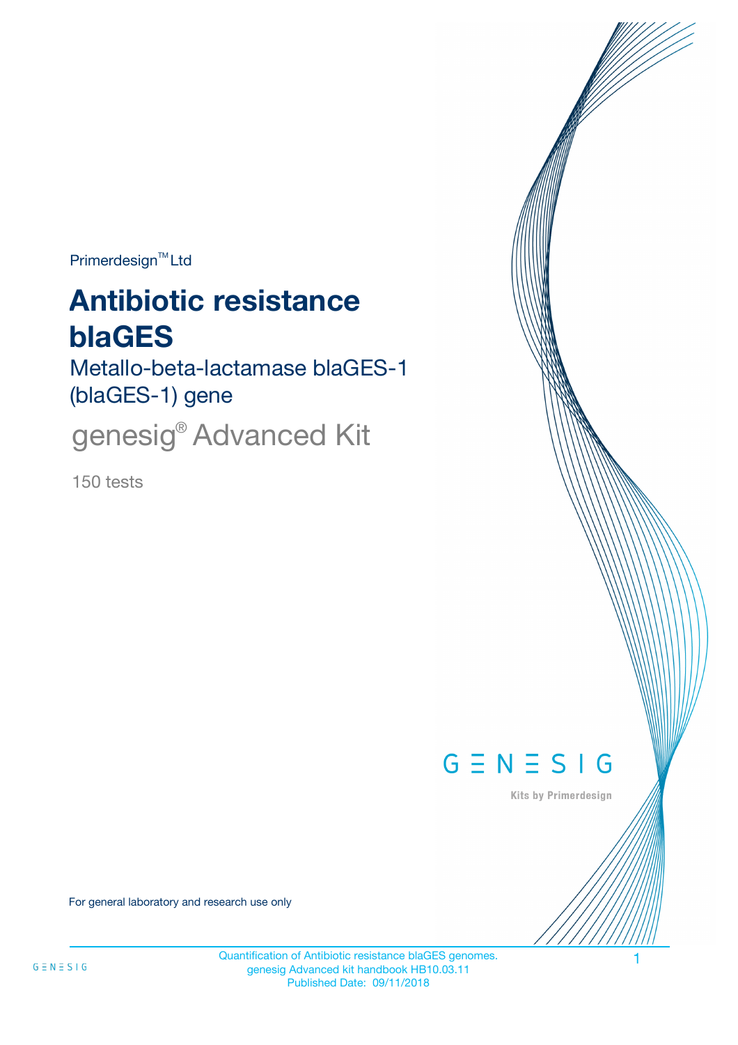Primerdesign™ Ltd

# Antibiotic resistance blaGES

## Metallo-beta-lactamase blaGES-1 (blaGES-1) gene

genesig® Advanced Kit

150 tests

GENESIG

Kits by Primerdesign

For general laboratory and research use only

Quantification of Antibiotic resistance blaGES genomes.
genesig Advanced kit handbook HB10.03.11
Published Date: 09/11/2018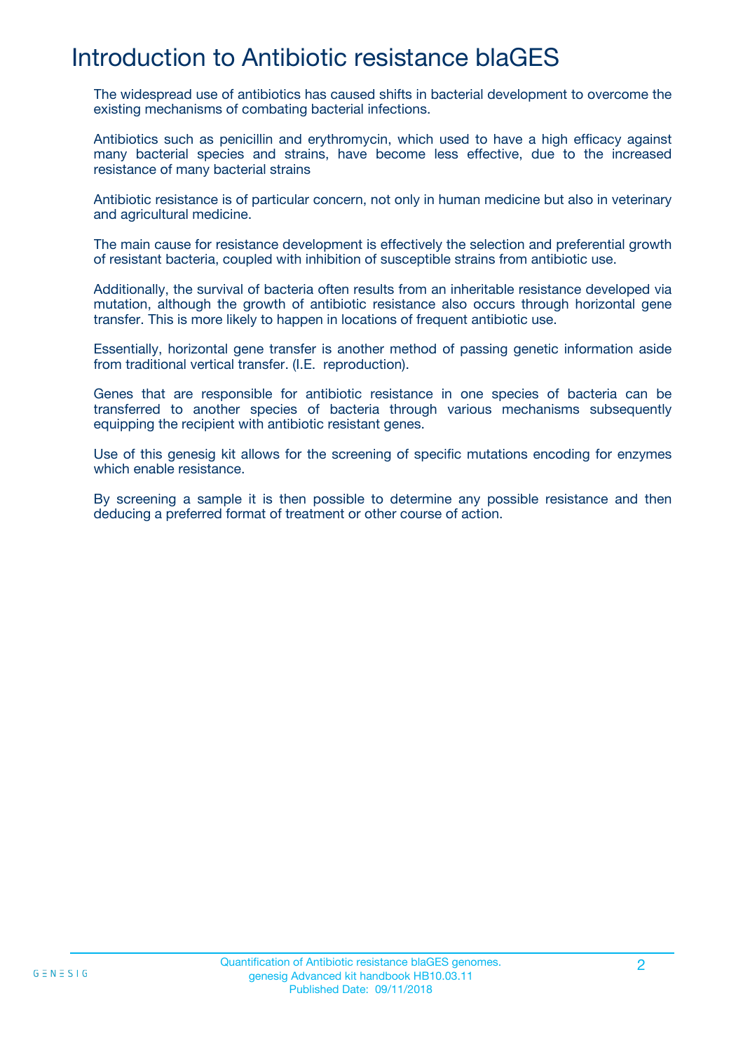# Introduction to Antibiotic resistance blaGES

The widespread use of antibiotics has caused shifts in bacterial development to overcome the existing mechanisms of combating bacterial infections.

Antibiotics such as penicillin and erythromycin, which used to have a high efficacy against many bacterial species and strains, have become less effective, due to the increased resistance of many bacterial strains

Antibiotic resistance is of particular concern, not only in human medicine but also in veterinary and agricultural medicine.

The main cause for resistance development is effectively the selection and preferential growth of resistant bacteria, coupled with inhibition of susceptible strains from antibiotic use.

Additionally, the survival of bacteria often results from an inheritable resistance developed via mutation, although the growth of antibiotic resistance also occurs through horizontal gene transfer. This is more likely to happen in locations of frequent antibiotic use.

Essentially, horizontal gene transfer is another method of passing genetic information aside from traditional vertical transfer. (I.E. reproduction).

Genes that are responsible for antibiotic resistance in one species of bacteria can be transferred to another species of bacteria through various mechanisms subsequently equipping the recipient with antibiotic resistant genes.

Use of this genesig kit allows for the screening of specific mutations encoding for enzymes which enable resistance.

By screening a sample it is then possible to determine any possible resistance and then deducing a preferred format of treatment or other course of action.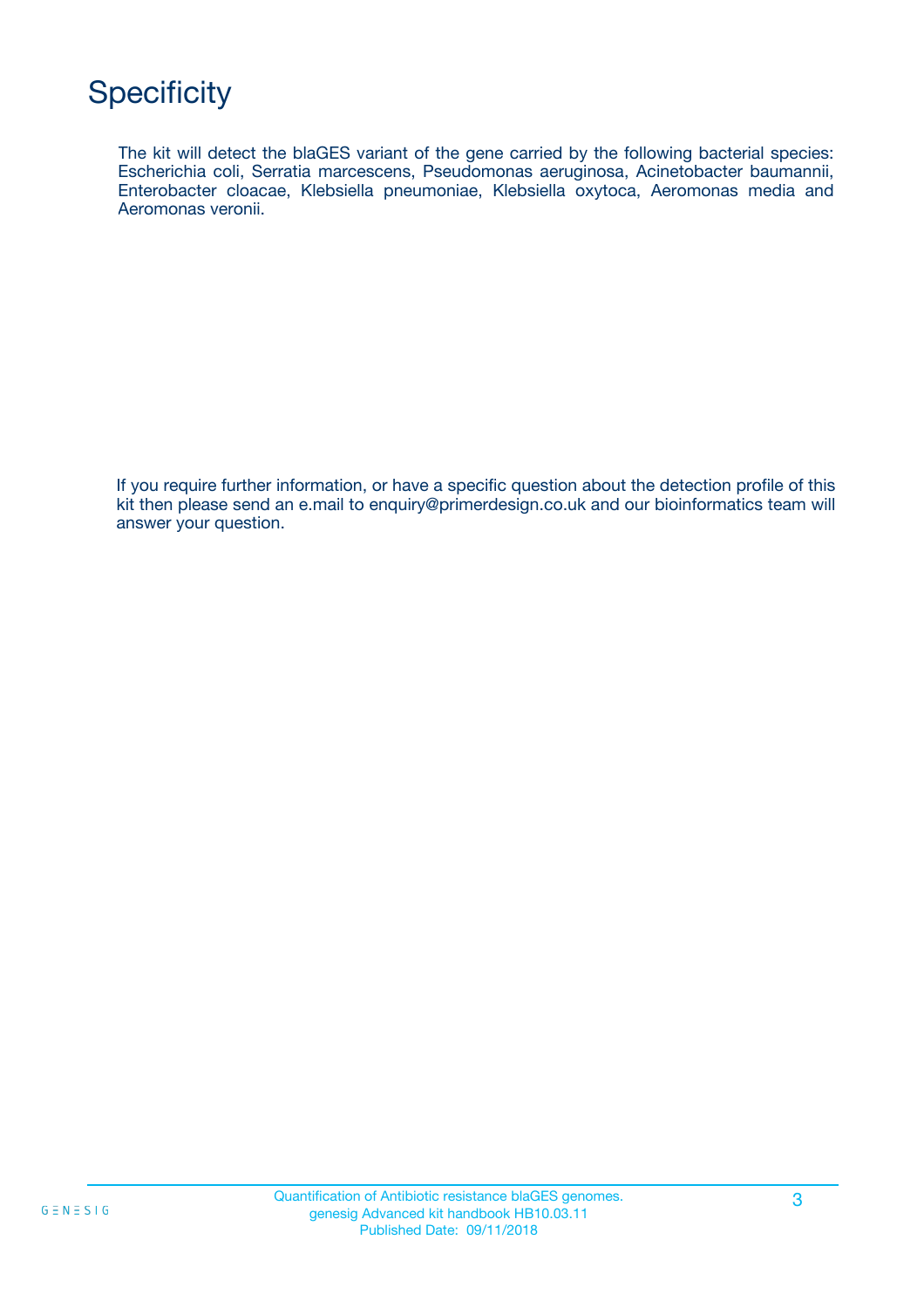# Specificity

The kit will detect the blaGES variant of the gene carried by the following bacterial species: Escherichia coli, Serratia marcescens, Pseudomonas aeruginosa, Acinetobacter baumannii, Enterobacter cloacae, Klebsiella pneumoniae, Klebsiella oxytoca, Aeromonas media and Aeromonas veronii.

If you require further information, or have a specific question about the detection profile of this kit then please send an e.mail to enquiry@primerdesign.co.uk and our bioinformatics team will answer your question.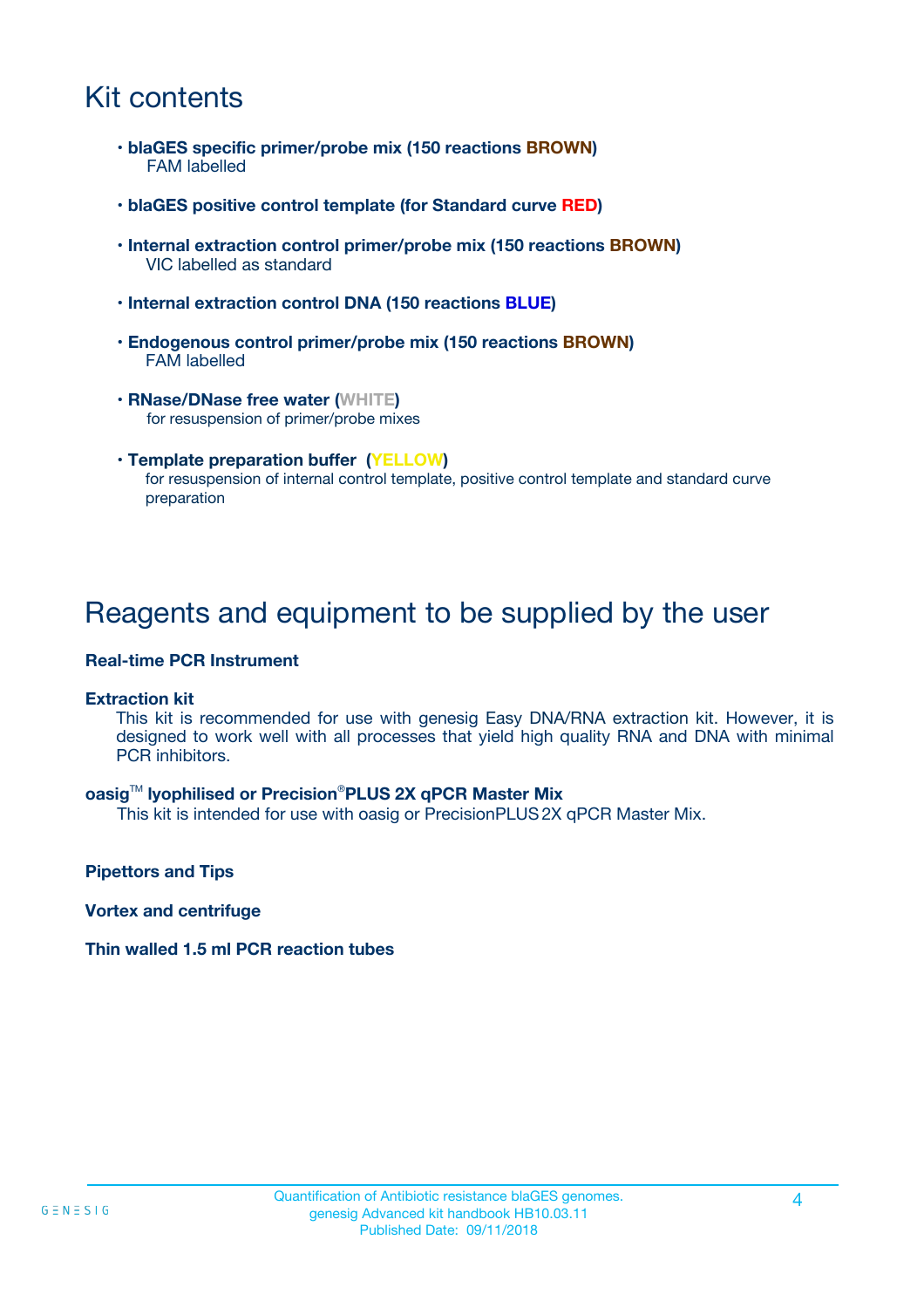# Kit contents

- **blaGES specific primer/probe mix (150 reactions BROWN)**
  FAM labelled

- **blaGES positive control template (for Standard curve RED)**

- **Internal extraction control primer/probe mix (150 reactions BROWN)**
  VIC labelled as standard

- **Internal extraction control DNA (150 reactions BLUE)**

- **Endogenous control primer/probe mix (150 reactions BROWN)**
  FAM labelled

- **RNase/DNase free water (WHITE)**
  for resuspension of primer/probe mixes

- **Template preparation buffer (YELLOW)**
  for resuspension of internal control template, positive control template and standard curve preparation

# Reagents and equipment to be supplied by the user

**Real-time PCR Instrument**

**Extraction kit**

This kit is recommended for use with genesig Easy DNA/RNA extraction kit. However, it is designed to work well with all processes that yield high quality RNA and DNA with minimal PCR inhibitors.

**oasig™ lyophilised or Precision®PLUS 2X qPCR Master Mix**

This kit is intended for use with oasig or PrecisionPLUS 2X qPCR Master Mix.

**Pipettors and Tips**

**Vortex and centrifuge**

**Thin walled 1.5 ml PCR reaction tubes**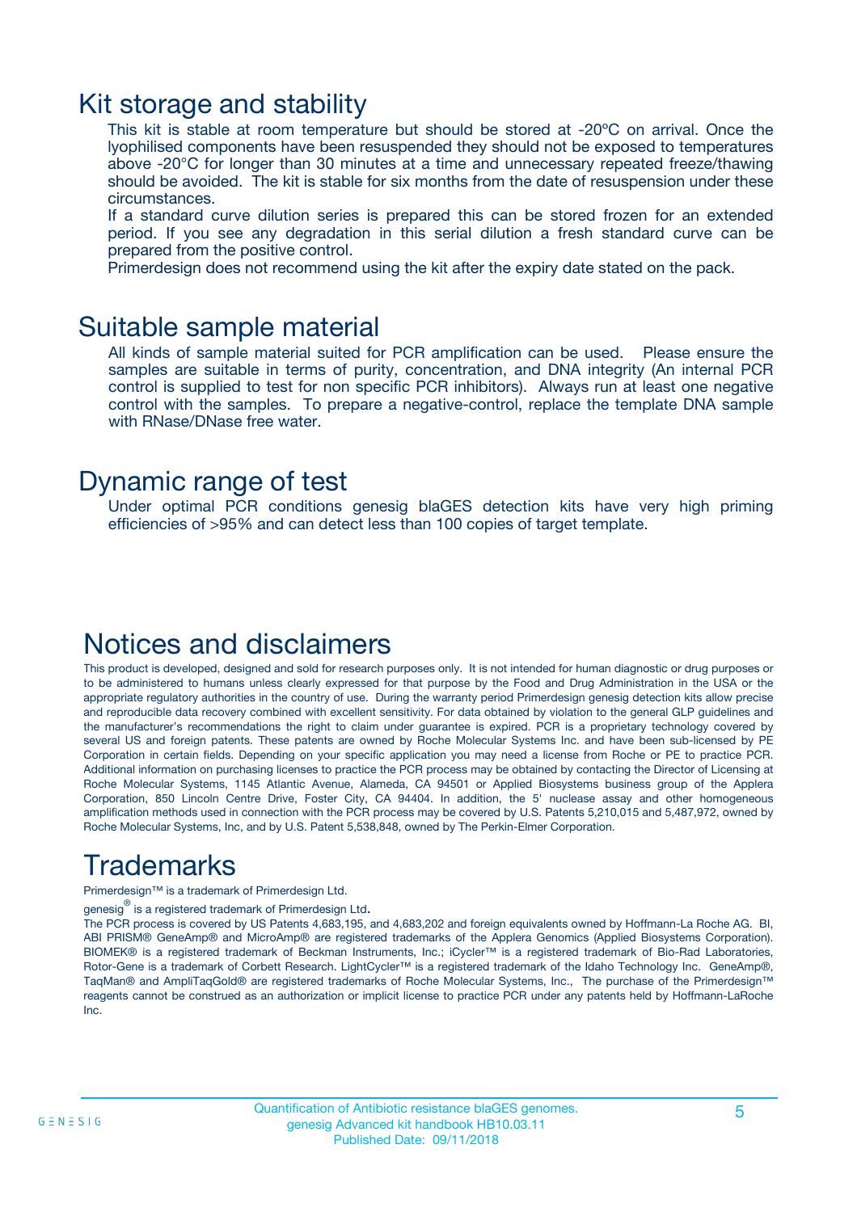# Kit storage and stability

This kit is stable at room temperature but should be stored at -20ºC on arrival. Once the lyophilised components have been resuspended they should not be exposed to temperatures above -20°C for longer than 30 minutes at a time and unnecessary repeated freeze/thawing should be avoided. The kit is stable for six months from the date of resuspension under these circumstances.

If a standard curve dilution series is prepared this can be stored frozen for an extended period. If you see any degradation in this serial dilution a fresh standard curve can be prepared from the positive control.

Primerdesign does not recommend using the kit after the expiry date stated on the pack.

# Suitable sample material

All kinds of sample material suited for PCR amplification can be used. Please ensure the samples are suitable in terms of purity, concentration, and DNA integrity (An internal PCR control is supplied to test for non specific PCR inhibitors). Always run at least one negative control with the samples. To prepare a negative-control, replace the template DNA sample with RNase/DNase free water.

# Dynamic range of test

Under optimal PCR conditions genesig blaGES detection kits have very high priming efficiencies of >95% and can detect less than 100 copies of target template.

# Notices and disclaimers

This product is developed, designed and sold for research purposes only. It is not intended for human diagnostic or drug purposes or to be administered to humans unless clearly expressed for that purpose by the Food and Drug Administration in the USA or the appropriate regulatory authorities in the country of use. During the warranty period Primerdesign genesig detection kits allow precise and reproducible data recovery combined with excellent sensitivity. For data obtained by violation to the general GLP guidelines and the manufacturer's recommendations the right to claim under guarantee is expired. PCR is a proprietary technology covered by several US and foreign patents. These patents are owned by Roche Molecular Systems Inc. and have been sub-licensed by PE Corporation in certain fields. Depending on your specific application you may need a license from Roche or PE to practice PCR. Additional information on purchasing licenses to practice the PCR process may be obtained by contacting the Director of Licensing at Roche Molecular Systems, 1145 Atlantic Avenue, Alameda, CA 94501 or Applied Biosystems business group of the Applera Corporation, 850 Lincoln Centre Drive, Foster City, CA 94404. In addition, the 5' nuclease assay and other homogeneous amplification methods used in connection with the PCR process may be covered by U.S. Patents 5,210,015 and 5,487,972, owned by Roche Molecular Systems, Inc, and by U.S. Patent 5,538,848, owned by The Perkin-Elmer Corporation.

# Trademarks

Primerdesign™ is a trademark of Primerdesign Ltd.

genesig® is a registered trademark of Primerdesign Ltd.

The PCR process is covered by US Patents 4,683,195, and 4,683,202 and foreign equivalents owned by Hoffmann-La Roche AG. BI, ABI PRISM® GeneAmp® and MicroAmp® are registered trademarks of the Applera Genomics (Applied Biosystems Corporation). BIOMEK® is a registered trademark of Beckman Instruments, Inc.; iCycler™ is a registered trademark of Bio-Rad Laboratories, Rotor-Gene is a trademark of Corbett Research. LightCycler™ is a registered trademark of the Idaho Technology Inc. GeneAmp®, TaqMan® and AmpliTaqGold® are registered trademarks of Roche Molecular Systems, Inc., The purchase of the Primerdesign™ reagents cannot be construed as an authorization or implicit license to practice PCR under any patents held by Hoffmann-LaRoche Inc.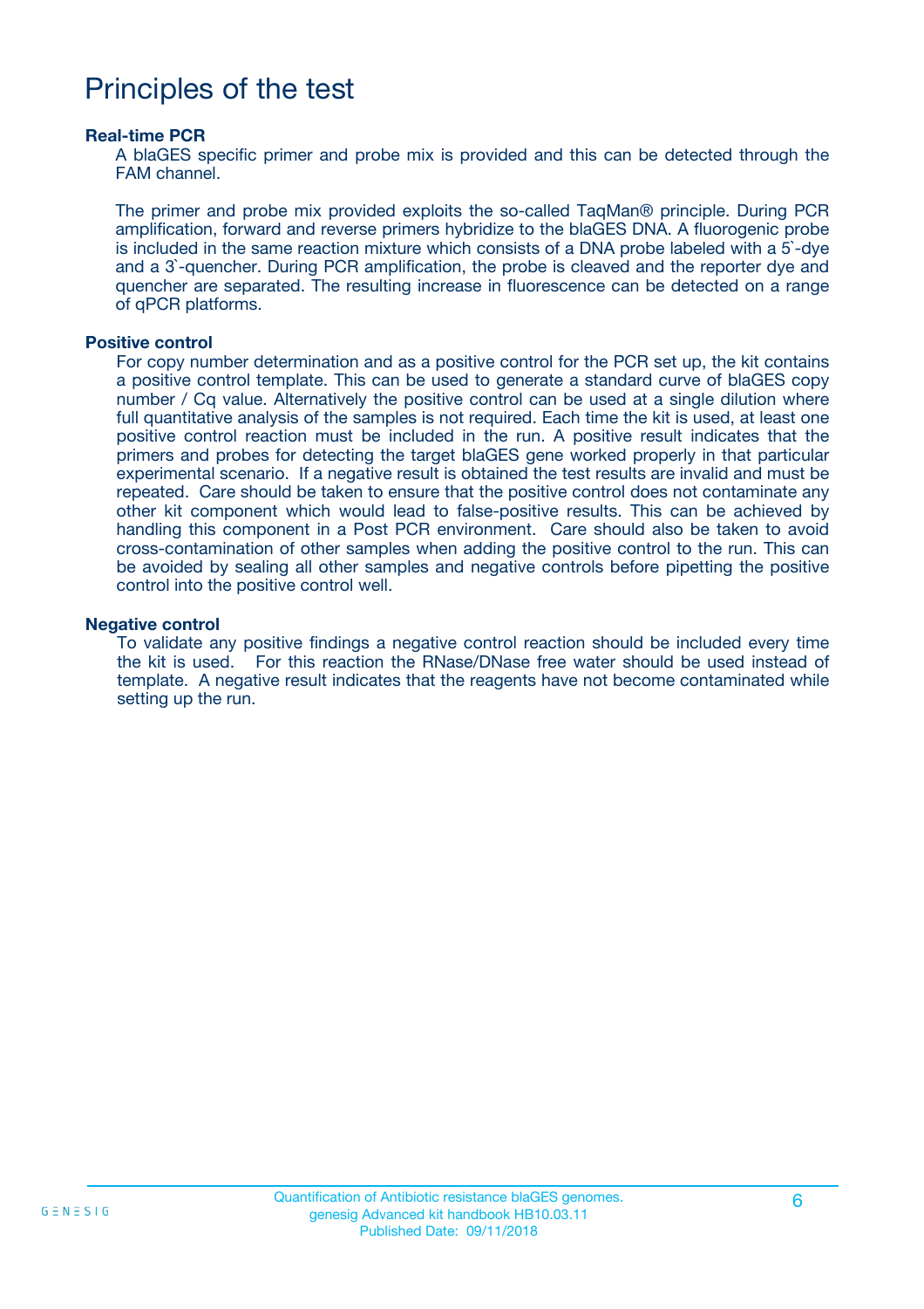# Principles of the test

### Real-time PCR

A blaGES specific primer and probe mix is provided and this can be detected through the FAM channel.

The primer and probe mix provided exploits the so-called TaqMan® principle. During PCR amplification, forward and reverse primers hybridize to the blaGES DNA. A fluorogenic probe is included in the same reaction mixture which consists of a DNA probe labeled with a 5`-dye and a 3`-quencher. During PCR amplification, the probe is cleaved and the reporter dye and quencher are separated. The resulting increase in fluorescence can be detected on a range of qPCR platforms.

### Positive control

For copy number determination and as a positive control for the PCR set up, the kit contains a positive control template. This can be used to generate a standard curve of blaGES copy number / Cq value. Alternatively the positive control can be used at a single dilution where full quantitative analysis of the samples is not required. Each time the kit is used, at least one positive control reaction must be included in the run. A positive result indicates that the primers and probes for detecting the target blaGES gene worked properly in that particular experimental scenario. If a negative result is obtained the test results are invalid and must be repeated. Care should be taken to ensure that the positive control does not contaminate any other kit component which would lead to false-positive results. This can be achieved by handling this component in a Post PCR environment. Care should also be taken to avoid cross-contamination of other samples when adding the positive control to the run. This can be avoided by sealing all other samples and negative controls before pipetting the positive control into the positive control well.

### Negative control

To validate any positive findings a negative control reaction should be included every time the kit is used. For this reaction the RNase/DNase free water should be used instead of template. A negative result indicates that the reagents have not become contaminated while setting up the run.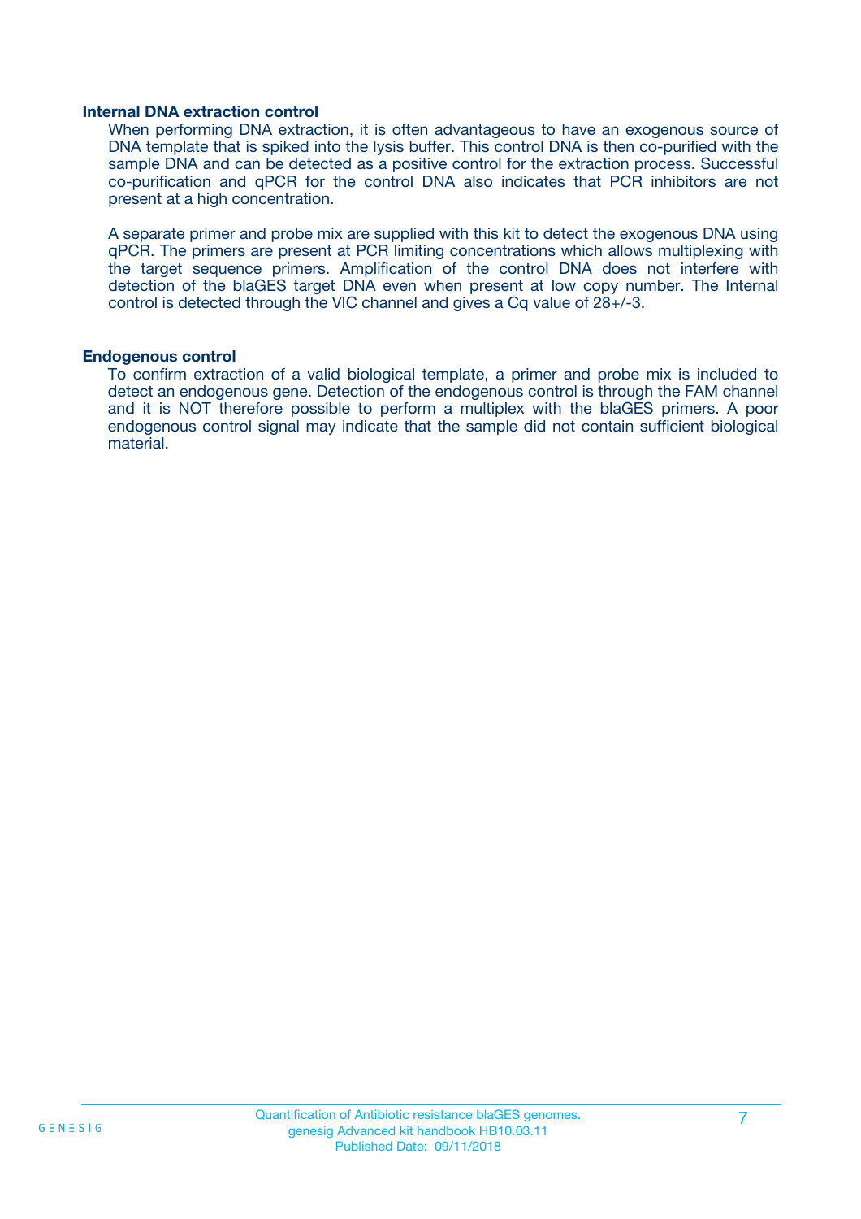**Internal DNA extraction control**

When performing DNA extraction, it is often advantageous to have an exogenous source of DNA template that is spiked into the lysis buffer. This control DNA is then co-purified with the sample DNA and can be detected as a positive control for the extraction process. Successful co-purification and qPCR for the control DNA also indicates that PCR inhibitors are not present at a high concentration.

A separate primer and probe mix are supplied with this kit to detect the exogenous DNA using qPCR. The primers are present at PCR limiting concentrations which allows multiplexing with the target sequence primers. Amplification of the control DNA does not interfere with detection of the blaGES target DNA even when present at low copy number. The Internal control is detected through the VIC channel and gives a Cq value of 28+/-3.

**Endogenous control**

To confirm extraction of a valid biological template, a primer and probe mix is included to detect an endogenous gene. Detection of the endogenous control is through the FAM channel and it is NOT therefore possible to perform a multiplex with the blaGES primers. A poor endogenous control signal may indicate that the sample did not contain sufficient biological material.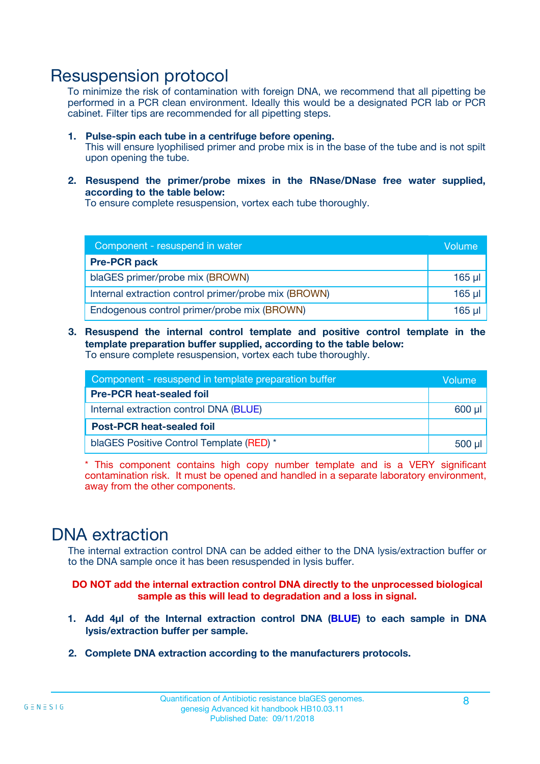# Resuspension protocol

To minimize the risk of contamination with foreign DNA, we recommend that all pipetting be performed in a PCR clean environment. Ideally this would be a designated PCR lab or PCR cabinet. Filter tips are recommended for all pipetting steps.

1. **Pulse-spin each tube in a centrifuge before opening.**
   This will ensure lyophilised primer and probe mix is in the base of the tube and is not spilt upon opening the tube.

2. **Resuspend the primer/probe mixes in the RNase/DNase free water supplied, according to the table below:**
   To ensure complete resuspension, vortex each tube thoroughly.

| Component - resuspend in water | Volume |
|---|---|
| **Pre-PCR pack** | |
| blaGES primer/probe mix (BROWN) | 165 µl |
| Internal extraction control primer/probe mix (BROWN) | 165 µl |
| Endogenous control primer/probe mix (BROWN) | 165 µl |

3. **Resuspend the internal control template and positive control template in the template preparation buffer supplied, according to the table below:**
   To ensure complete resuspension, vortex each tube thoroughly.

| Component - resuspend in template preparation buffer | Volume |
|---|---|
| **Pre-PCR heat-sealed foil** | |
| Internal extraction control DNA (BLUE) | 600 µl |
| **Post-PCR heat-sealed foil** | |
| blaGES Positive Control Template (RED) * | 500 µl |

* This component contains high copy number template and is a VERY significant contamination risk. It must be opened and handled in a separate laboratory environment, away from the other components.

# DNA extraction

The internal extraction control DNA can be added either to the DNA lysis/extraction buffer or to the DNA sample once it has been resuspended in lysis buffer.

**DO NOT add the internal extraction control DNA directly to the unprocessed biological sample as this will lead to degradation and a loss in signal.**

1. **Add 4µl of the Internal extraction control DNA (BLUE) to each sample in DNA lysis/extraction buffer per sample.**

2. **Complete DNA extraction according to the manufacturers protocols.**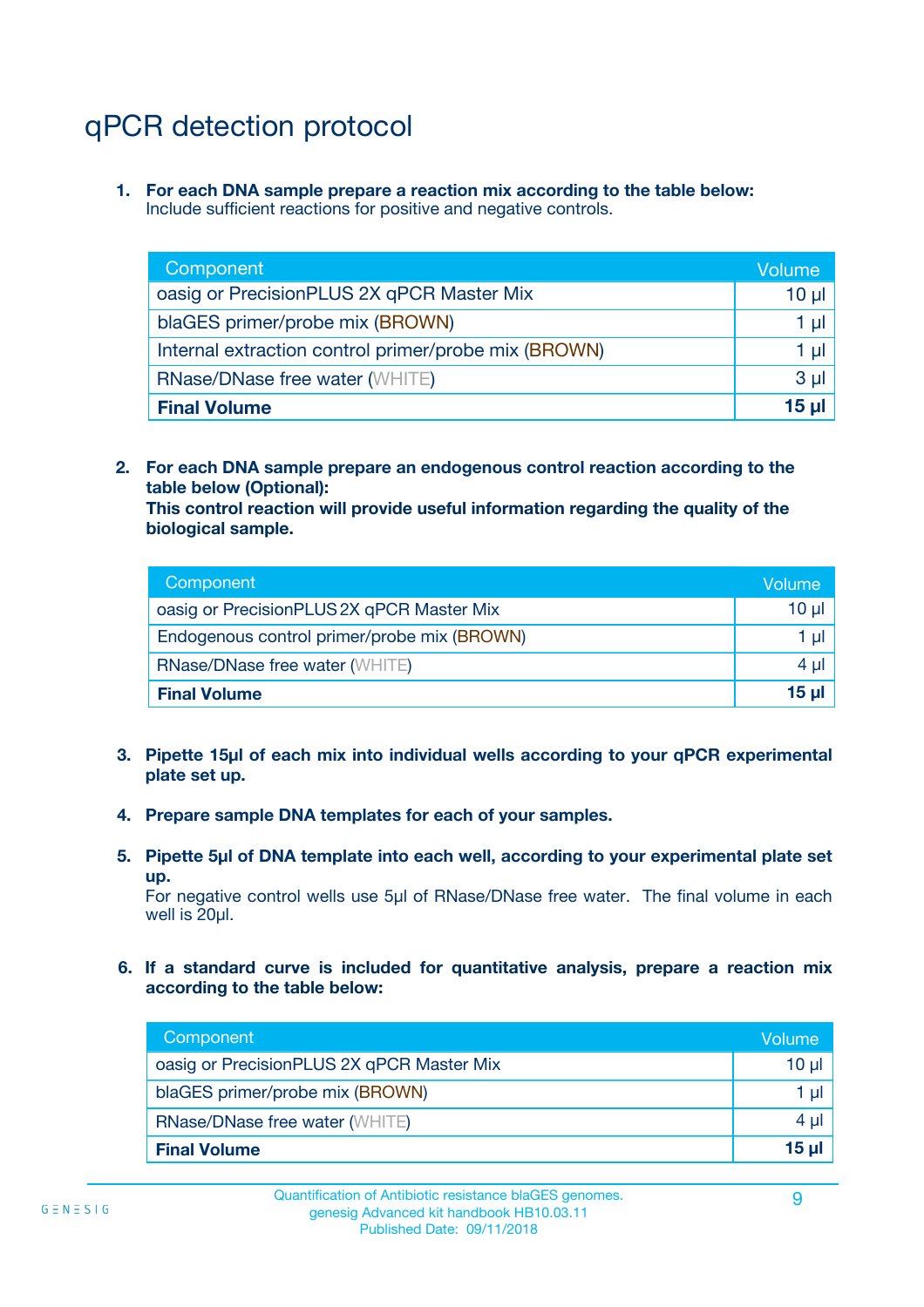# qPCR detection protocol

1. **For each DNA sample prepare a reaction mix according to the table below:**
   Include sufficient reactions for positive and negative controls.

| Component | Volume |
|---|---|
| oasig or PrecisionPLUS 2X qPCR Master Mix | 10 µl |
| blaGES primer/probe mix (BROWN) | 1 µl |
| Internal extraction control primer/probe mix (BROWN) | 1 µl |
| RNase/DNase free water (WHITE) | 3 µl |
| **Final Volume** | **15 µl** |

2. **For each DNA sample prepare an endogenous control reaction according to the table below (Optional):**
   **This control reaction will provide useful information regarding the quality of the biological sample.**

| Component | Volume |
|---|---|
| oasig or PrecisionPLUS 2X qPCR Master Mix | 10 µl |
| Endogenous control primer/probe mix (BROWN) | 1 µl |
| RNase/DNase free water (WHITE) | 4 µl |
| **Final Volume** | **15 µl** |

3. **Pipette 15µl of each mix into individual wells according to your qPCR experimental plate set up.**

4. **Prepare sample DNA templates for each of your samples.**

5. **Pipette 5µl of DNA template into each well, according to your experimental plate set up.**
   For negative control wells use 5µl of RNase/DNase free water. The final volume in each well is 20µl.

6. **If a standard curve is included for quantitative analysis, prepare a reaction mix according to the table below:**

| Component | Volume |
|---|---|
| oasig or PrecisionPLUS 2X qPCR Master Mix | 10 µl |
| blaGES primer/probe mix (BROWN) | 1 µl |
| RNase/DNase free water (WHITE) | 4 µl |
| **Final Volume** | **15 µl** |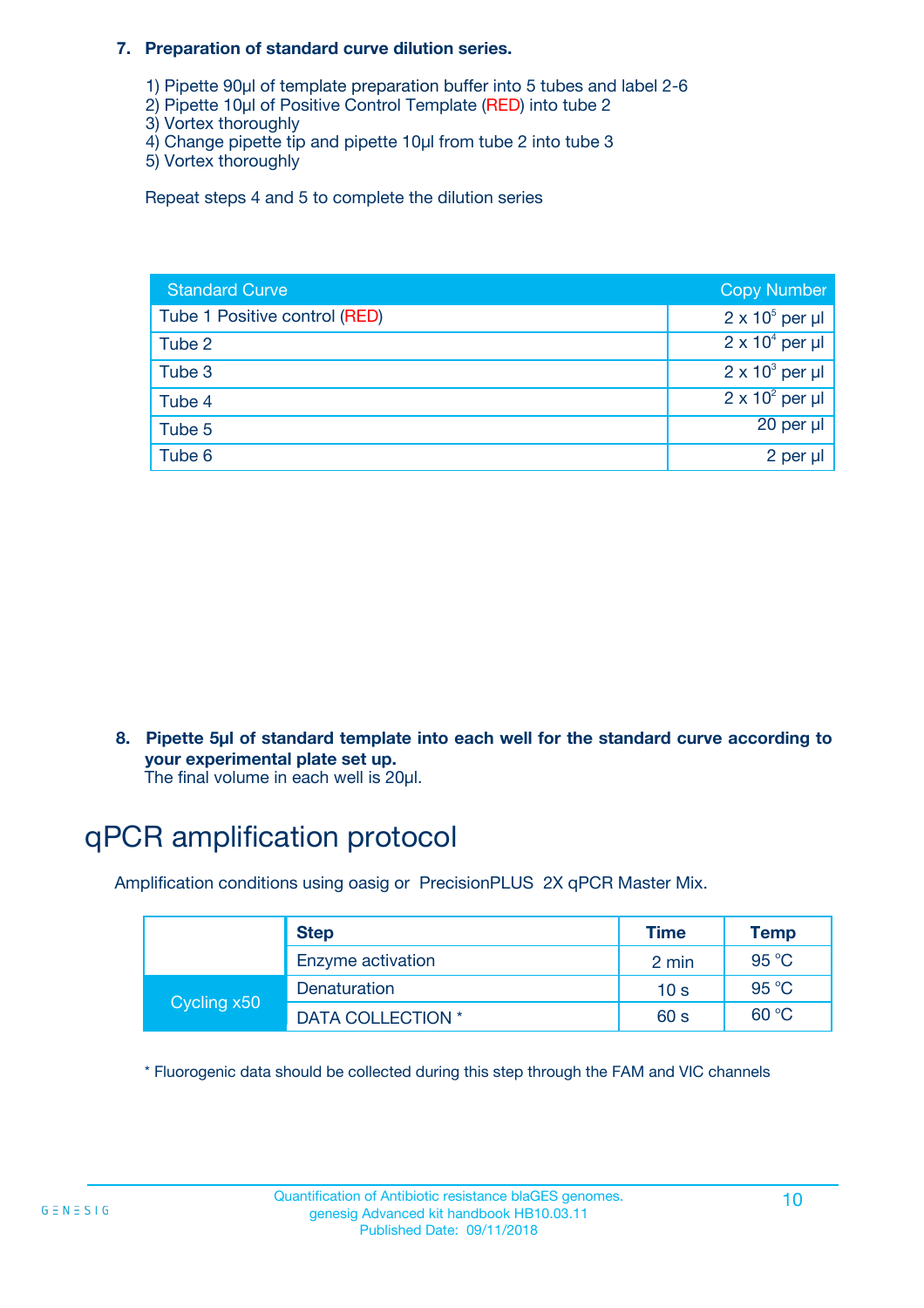**7. Preparation of standard curve dilution series.**

1) Pipette 90µl of template preparation buffer into 5 tubes and label 2-6
2) Pipette 10µl of Positive Control Template (RED) into tube 2
3) Vortex thoroughly
4) Change pipette tip and pipette 10µl from tube 2 into tube 3
5) Vortex thoroughly

Repeat steps 4 and 5 to complete the dilution series

| Standard Curve | Copy Number |
|---|---|
| Tube 1 Positive control (RED) | $2 \times 10^5$ per µl |
| Tube 2 | $2 \times 10^4$ per µl |
| Tube 3 | $2 \times 10^3$ per µl |
| Tube 4 | $2 \times 10^2$ per µl |
| Tube 5 | 20 per µl |
| Tube 6 | 2 per µl |

**8. Pipette 5µl of standard template into each well for the standard curve according to your experimental plate set up.**
The final volume in each well is 20µl.

# qPCR amplification protocol

Amplification conditions using oasig or PrecisionPLUS 2X qPCR Master Mix.

| | Step | Time | Temp |
|---|---|---|---|
| | Enzyme activation | 2 min | 95 °C |
| Cycling x50 | Denaturation | 10 s | 95 °C |
| | DATA COLLECTION * | 60 s | 60 °C |

* Fluorogenic data should be collected during this step through the FAM and VIC channels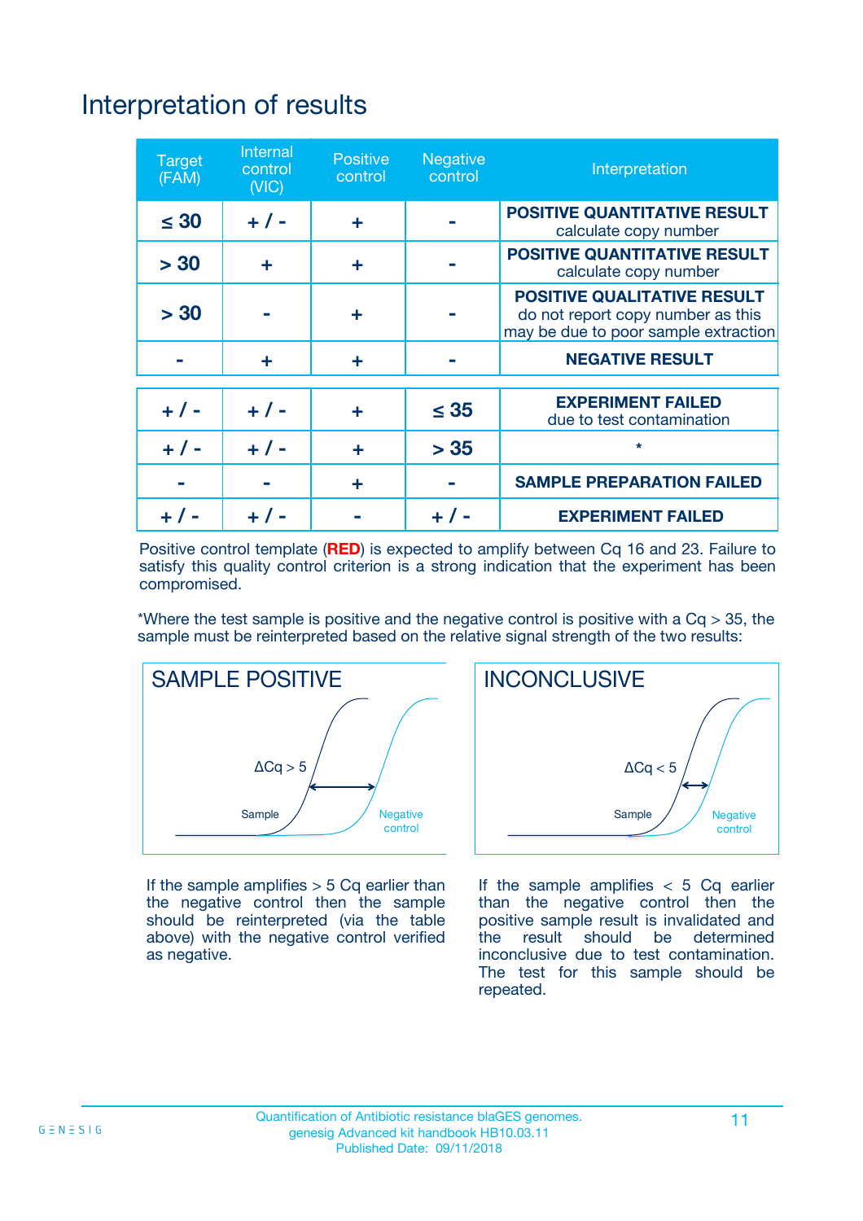# Interpretation of results

| Target (FAM) | Internal control (VIC) | Positive control | Negative control | Interpretation |
|---|---|---|---|---|
| ≤ 30 | + / - | + | - | **POSITIVE QUANTITATIVE RESULT** calculate copy number |
| > 30 | + | + | - | **POSITIVE QUANTITATIVE RESULT** calculate copy number |
| > 30 | - | + | - | **POSITIVE QUALITATIVE RESULT** do not report copy number as this may be due to poor sample extraction |
| - | + | + | - | **NEGATIVE RESULT** |
| + / - | + / - | + | ≤ 35 | **EXPERIMENT FAILED** due to test contamination |
| + / - | + / - | + | > 35 | * |
| - | - | + | - | **SAMPLE PREPARATION FAILED** |
| + / - | + / - | - | + / - | **EXPERIMENT FAILED** |

Positive control template (**RED**) is expected to amplify between Cq 16 and 23. Failure to satisfy this quality control criterion is a strong indication that the experiment has been compromised.

*Where the test sample is positive and the negative control is positive with a Cq > 35, the sample must be reinterpreted based on the relative signal strength of the two results:

SAMPLE POSITIVE

ΔCq > 5

Sample

Negative control

If the sample amplifies > 5 Cq earlier than the negative control then the sample should be reinterpreted (via the table above) with the negative control verified as negative.

INCONCLUSIVE

ΔCq < 5

Sample

Negative control

If the sample amplifies < 5 Cq earlier than the negative control then the positive sample result is invalidated and the result should be determined inconclusive due to test contamination. The test for this sample should be repeated.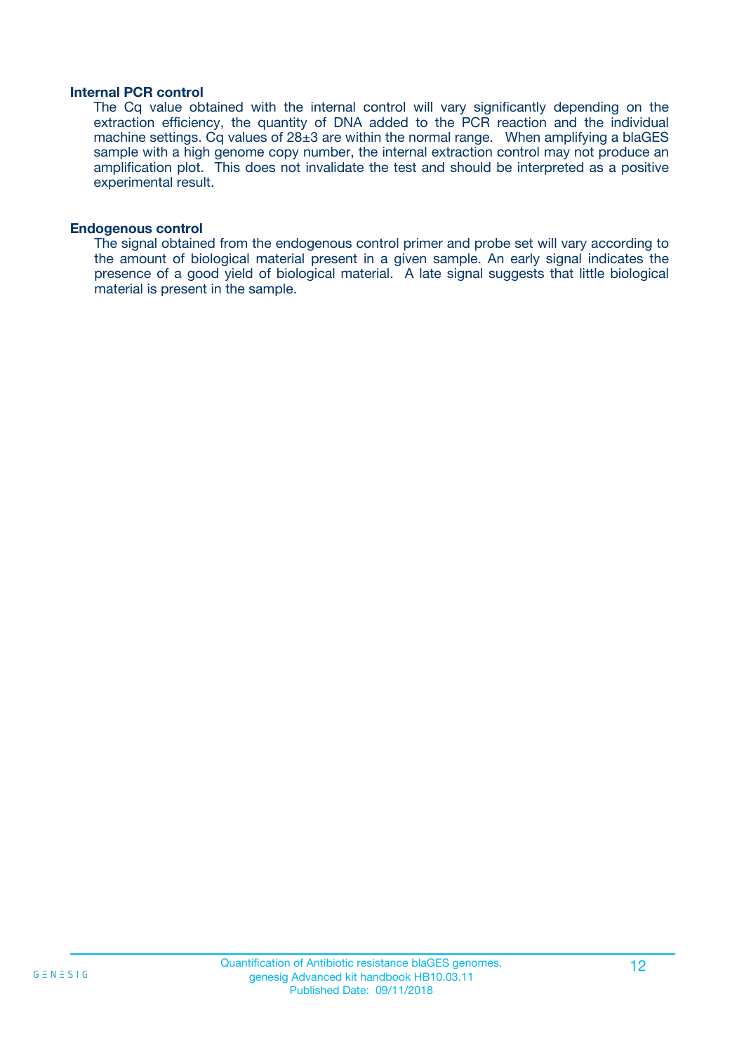### Internal PCR control

The Cq value obtained with the internal control will vary significantly depending on the extraction efficiency, the quantity of DNA added to the PCR reaction and the individual machine settings. Cq values of $28\pm3$ are within the normal range. When amplifying a blaGES sample with a high genome copy number, the internal extraction control may not produce an amplification plot. This does not invalidate the test and should be interpreted as a positive experimental result.

### Endogenous control

The signal obtained from the endogenous control primer and probe set will vary according to the amount of biological material present in a given sample. An early signal indicates the presence of a good yield of biological material. A late signal suggests that little biological material is present in the sample.